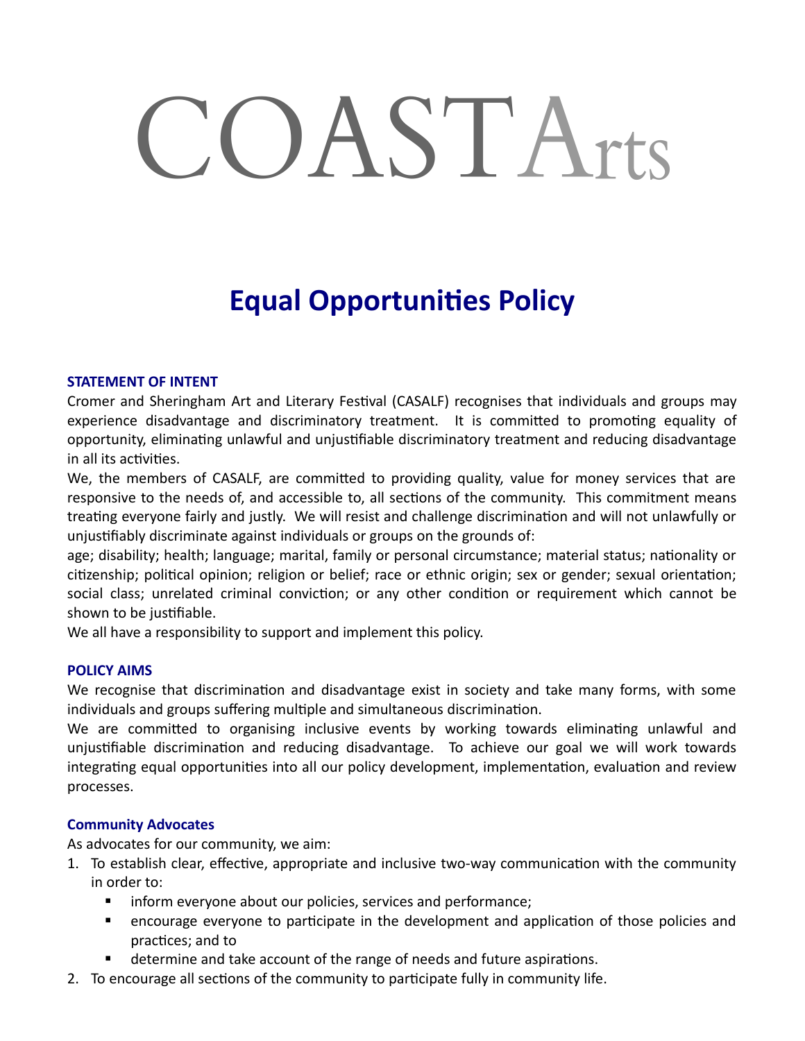# COASTArts

## Equal Opportunities Policy

### STATEMENT OF INTENT

Cromer and Sheringham Art and Literary Festival (CASALF) recognises that individuals and groups may experience disadvantage and discriminatory treatment. It is committed to promoting equality of opportunity, eliminating unlawful and unjustifiable discriminatory treatment and reducing disadvantage in all its activities.

We, the members of CASALF, are committed to providing quality, value for money services that are responsive to the needs of, and accessible to, all sections of the community. This commitment means treating everyone fairly and justly. We will resist and challenge discrimination and will not unlawfully or unjustifiably discriminate against individuals or groups on the grounds of:

age; disability; health; language; marital, family or personal circumstance; material status; nationality or citizenship; political opinion; religion or belief; race or ethnic origin; sex or gender; sexual orientation; social class; unrelated criminal conviction; or any other condition or requirement which cannot be shown to be justifiable.

We all have a responsibility to support and implement this policy.

### POLICY AIMS

We recognise that discrimination and disadvantage exist in society and take many forms, with some individuals and groups suffering multiple and simultaneous discrimination.

We are committed to organising inclusive events by working towards eliminating unlawful and unjustifiable discrimination and reducing disadvantage. To achieve our goal we will work towards integrating equal opportunities into all our policy development, implementation, evaluation and review processes.

### Community Advocates

As advocates for our community, we aim:

1. To establish clear, effective, appropriate and inclusive two-way communication with the community in order to:
   - inform everyone about our policies, services and performance;
   - encourage everyone to participate in the development and application of those policies and practices; and to
   - determine and take account of the range of needs and future aspirations.
2. To encourage all sections of the community to participate fully in community life.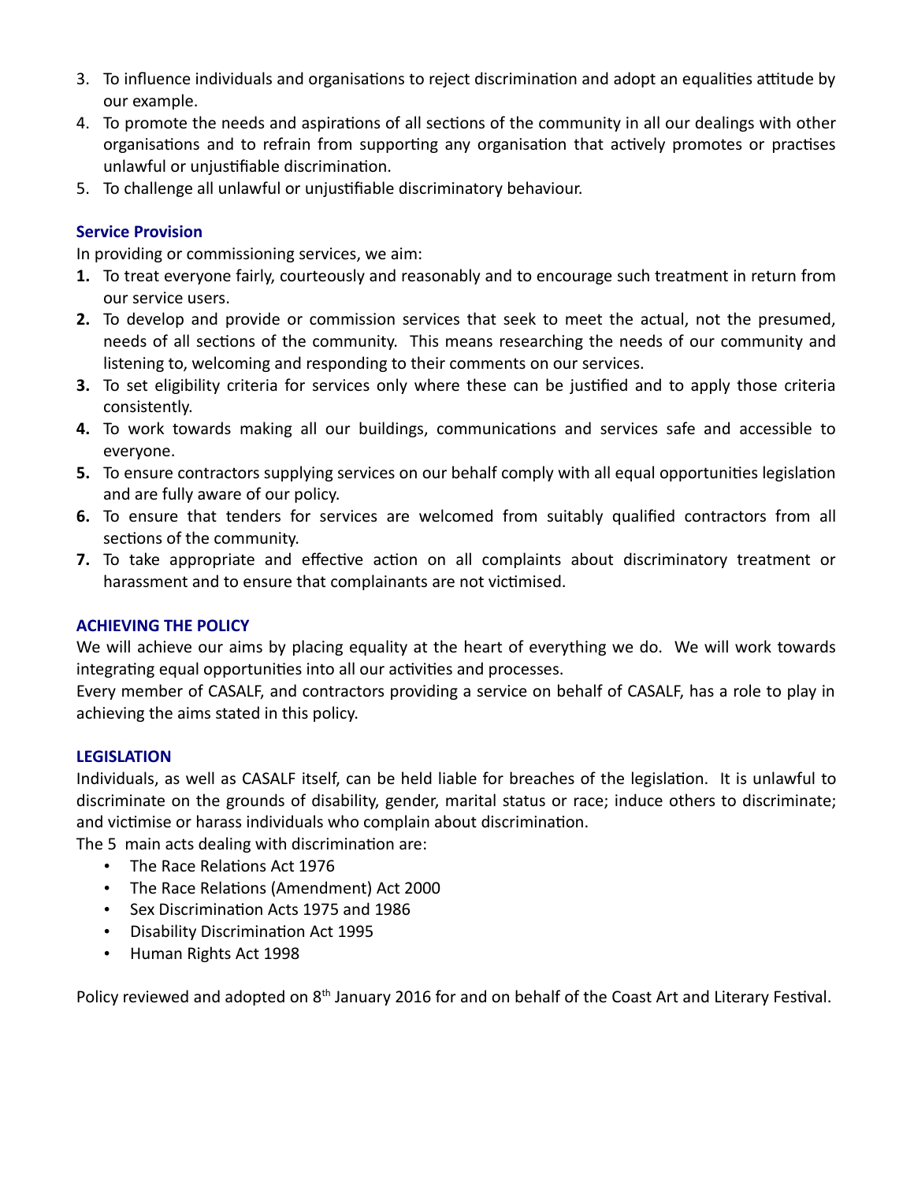3. To influence individuals and organisations to reject discrimination and adopt an equalities attitude by our example.
4. To promote the needs and aspirations of all sections of the community in all our dealings with other organisations and to refrain from supporting any organisation that actively promotes or practises unlawful or unjustifiable discrimination.
5. To challenge all unlawful or unjustifiable discriminatory behaviour.

### Service Provision

In providing or commissioning services, we aim:

1. To treat everyone fairly, courteously and reasonably and to encourage such treatment in return from our service users.
2. To develop and provide or commission services that seek to meet the actual, not the presumed, needs of all sections of the community. This means researching the needs of our community and listening to, welcoming and responding to their comments on our services.
3. To set eligibility criteria for services only where these can be justified and to apply those criteria consistently.
4. To work towards making all our buildings, communications and services safe and accessible to everyone.
5. To ensure contractors supplying services on our behalf comply with all equal opportunities legislation and are fully aware of our policy.
6. To ensure that tenders for services are welcomed from suitably qualified contractors from all sections of the community.
7. To take appropriate and effective action on all complaints about discriminatory treatment or harassment and to ensure that complainants are not victimised.

## ACHIEVING THE POLICY

We will achieve our aims by placing equality at the heart of everything we do. We will work towards integrating equal opportunities into all our activities and processes.

Every member of CASALF, and contractors providing a service on behalf of CASALF, has a role to play in achieving the aims stated in this policy.

## LEGISLATION

Individuals, as well as CASALF itself, can be held liable for breaches of the legislation. It is unlawful to discriminate on the grounds of disability, gender, marital status or race; induce others to discriminate; and victimise or harass individuals who complain about discrimination.

The 5 main acts dealing with discrimination are:

- The Race Relations Act 1976
- The Race Relations (Amendment) Act 2000
- Sex Discrimination Acts 1975 and 1986
- Disability Discrimination Act 1995
- Human Rights Act 1998

Policy reviewed and adopted on 8th January 2016 for and on behalf of the Coast Art and Literary Festival.